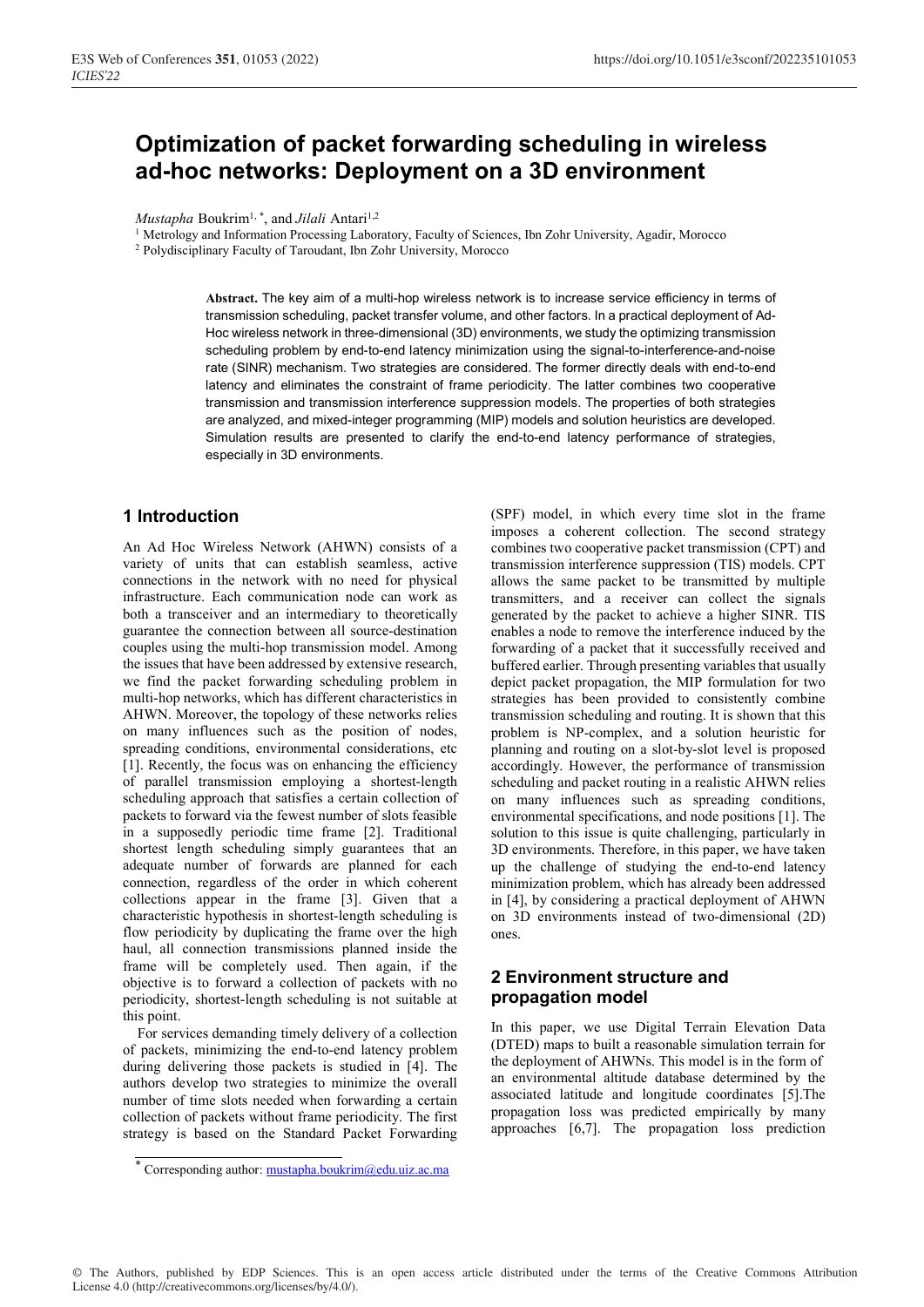# Optimization of packet forwarding scheduling in wireless ad-hoc networks: Deployment on a 3D environment

*Mustapha* Boukrim[1,*], and *Jilali* Antari[1,2]

[1] Metrology and Information Processing Laboratory, Faculty of Sciences, Ibn Zohr University, Agadir, Morocco

[2] Polydisciplinary Faculty of Taroudant, Ibn Zohr University, Morocco

**Abstract.** The key aim of a multi-hop wireless network is to increase service efficiency in terms of transmission scheduling, packet transfer volume, and other factors. In a practical deployment of Ad-Hoc wireless network in three-dimensional (3D) environments, we study the optimizing transmission scheduling problem by end-to-end latency minimization using the signal-to-interference-and-noise rate (SINR) mechanism. Two strategies are considered. The former directly deals with end-to-end latency and eliminates the constraint of frame periodicity. The latter combines two cooperative transmission and transmission interference suppression models. The properties of both strategies are analyzed, and mixed-integer programming (MIP) models and solution heuristics are developed. Simulation results are presented to clarify the end-to-end latency performance of strategies, especially in 3D environments.

## 1 Introduction

An Ad Hoc Wireless Network (AHWN) consists of a variety of units that can establish seamless, active connections in the network with no need for physical infrastructure. Each communication node can work as both a transceiver and an intermediary to theoretically guarantee the connection between all source-destination couples using the multi-hop transmission model. Among the issues that have been addressed by extensive research, we find the packet forwarding scheduling problem in multi-hop networks, which has different characteristics in AHWN. Moreover, the topology of these networks relies on many influences such as the position of nodes, spreading conditions, environmental considerations, etc [1]. Recently, the focus was on enhancing the efficiency of parallel transmission employing a shortest-length scheduling approach that satisfies a certain collection of packets to forward via the fewest number of slots feasible in a supposedly periodic time frame [2]. Traditional shortest length scheduling simply guarantees that an adequate number of forwards are planned for each connection, regardless of the order in which coherent collections appear in the frame [3]. Given that a characteristic hypothesis in shortest-length scheduling is flow periodicity by duplicating the frame over the high haul, all connection transmissions planned inside the frame will be completely used. Then again, if the objective is to forward a collection of packets with no periodicity, shortest-length scheduling is not suitable at this point.

For services demanding timely delivery of a collection of packets, minimizing the end-to-end latency problem during delivering those packets is studied in [4]. The authors develop two strategies to minimize the overall number of time slots needed when forwarding a certain collection of packets without frame periodicity. The first strategy is based on the Standard Packet Forwarding (SPF) model, in which every time slot in the frame imposes a coherent collection. The second strategy combines two cooperative packet transmission (CPT) and transmission interference suppression (TIS) models. CPT allows the same packet to be transmitted by multiple transmitters, and a receiver can collect the signals generated by the packet to achieve a higher SINR. TIS enables a node to remove the interference induced by the forwarding of a packet that it successfully received and buffered earlier. Through presenting variables that usually depict packet propagation, the MIP formulation for two strategies has been provided to consistently combine transmission scheduling and routing. It is shown that this problem is NP-complex, and a solution heuristic for planning and routing on a slot-by-slot level is proposed accordingly. However, the performance of transmission scheduling and packet routing in a realistic AHWN relies on many influences such as spreading conditions, environmental specifications, and node positions [1]. The solution to this issue is quite challenging, particularly in 3D environments. Therefore, in this paper, we have taken up the challenge of studying the end-to-end latency minimization problem, which has already been addressed in [4], by considering a practical deployment of AHWN on 3D environments instead of two-dimensional (2D) ones.

## 2 Environment structure and propagation model

In this paper, we use Digital Terrain Elevation Data (DTED) maps to built a reasonable simulation terrain for the deployment of AHWNs. This model is in the form of an environmental altitude database determined by the associated latitude and longitude coordinates [5].The propagation loss was predicted empirically by many approaches [6,7]. The propagation loss prediction

* Corresponding author: mustapha.boukrim@edu.uiz.ac.ma

© The Authors, published by EDP Sciences. This is an open access article distributed under the terms of the Creative Commons Attribution License 4.0 (http://creativecommons.org/licenses/by/4.0/).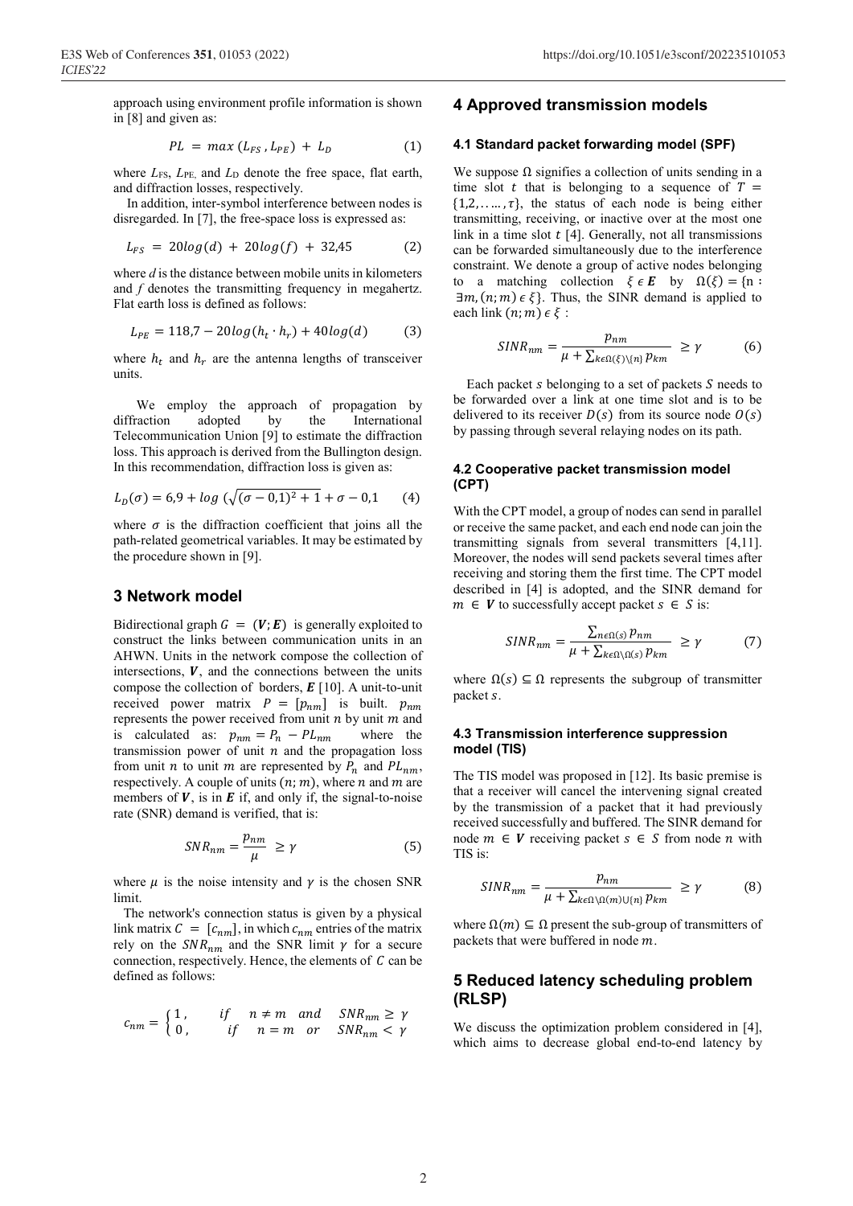approach using environment profile information is shown in [8] and given as:

$$PL = max(L_{FS}, L_{PE}) + L_D \tag{1}$$

where $L_{FS}$, $L_{PE}$, and $L_D$ denote the free space, flat earth, and diffraction losses, respectively.

In addition, inter-symbol interference between nodes is disregarded. In [7], the free-space loss is expressed as:

$$L_{FS} = 20log(d) + 20log(f) + 32{,}45 \tag{2}$$

where $d$ is the distance between mobile units in kilometers and $f$ denotes the transmitting frequency in megahertz. Flat earth loss is defined as follows:

$$L_{PE} = 118{,}7 - 20log(h_t \cdot h_r) + 40log(d) \tag{3}$$

where $h_t$ and $h_r$ are the antenna lengths of transceiver units.

We employ the approach of propagation by diffraction adopted by the International Telecommunication Union [9] to estimate the diffraction loss. This approach is derived from the Bullington design. In this recommendation, diffraction loss is given as:

$$L_D(\sigma) = 6{,}9 + log\left(\sqrt{(\sigma - 0{,}1)^2 + 1} + \sigma - 0{,}1\right) \tag{4}$$

where $\sigma$ is the diffraction coefficient that joins all the path-related geometrical variables. It may be estimated by the procedure shown in [9].

## 3 Network model

Bidirectional graph $G = (\boldsymbol{V}; \boldsymbol{E})$ is generally exploited to construct the links between communication units in an AHWN. Units in the network compose the collection of intersections, $\boldsymbol{V}$, and the connections between the units compose the collection of borders, $\boldsymbol{E}$ [10]. A unit-to-unit received power matrix $P = [p_{nm}]$ is built. $p_{nm}$ represents the power received from unit $n$ by unit $m$ and is calculated as: $p_{nm} = P_n - PL_{nm}$ where the transmission power of unit $n$ and the propagation loss from unit $n$ to unit $m$ are represented by $P_n$ and $PL_{nm}$, respectively. A couple of units $(n; m)$, where $n$ and $m$ are members of $\boldsymbol{V}$, is in $\boldsymbol{E}$ if, and only if, the signal-to-noise rate (SNR) demand is verified, that is:

$$SNR_{nm} = \frac{p_{nm}}{\mu} \geq \gamma \tag{5}$$

where $\mu$ is the noise intensity and $\gamma$ is the chosen SNR limit.

The network's connection status is given by a physical link matrix $C = [c_{nm}]$, in which $c_{nm}$ entries of the matrix rely on the $SNR_{nm}$ and the SNR limit $\gamma$ for a secure connection, respectively. Hence, the elements of $C$ can be defined as follows:

$$c_{nm} = \begin{cases} 1, & if \quad n \neq m \quad and \quad SNR_{nm} \geq \gamma \\ 0, & if \quad n = m \quad or \quad SNR_{nm} < \gamma \end{cases}$$

## 4 Approved transmission models

### 4.1 Standard packet forwarding model (SPF)

We suppose $\Omega$ signifies a collection of units sending in a time slot $t$ that is belonging to a sequence of $T = \{1, 2, \ldots, \tau\}$, the status of each node is being either transmitting, receiving, or inactive over at the most one link in a time slot $t$ [4]. Generally, not all transmissions can be forwarded simultaneously due to the interference constraint. We denote a group of active nodes belonging to a matching collection $\xi \in \boldsymbol{E}$ by $\Omega(\xi) = \{n : \exists m, (n; m) \in \xi\}$. Thus, the SINR demand is applied to each link $(n; m) \in \xi$ :

$$SINR_{nm} = \frac{p_{nm}}{\mu + \sum_{k \in \Omega(\xi)\setminus\{n\}} p_{km}} \geq \gamma \tag{6}$$

Each packet $s$ belonging to a set of packets $S$ needs to be forwarded over a link at one time slot and is to be delivered to its receiver $D(s)$ from its source node $O(s)$ by passing through several relaying nodes on its path.

### 4.2 Cooperative packet transmission model (CPT)

With the CPT model, a group of nodes can send in parallel or receive the same packet, and each end node can join the transmitting signals from several transmitters [4,11]. Moreover, the nodes will send packets several times after receiving and storing them the first time. The CPT model described in [4] is adopted, and the SINR demand for $m \in \boldsymbol{V}$ to successfully accept packet $s \in S$ is:

$$SINR_{nm} = \frac{\sum_{n \in \Omega(s)} p_{nm}}{\mu + \sum_{k \in \Omega \setminus \Omega(s)} p_{km}} \geq \gamma \tag{7}$$

where $\Omega(s) \subseteq \Omega$ represents the subgroup of transmitter packet $s$.

### 4.3 Transmission interference suppression model (TIS)

The TIS model was proposed in [12]. Its basic premise is that a receiver will cancel the intervening signal created by the transmission of a packet that it had previously received successfully and buffered. The SINR demand for node $m \in \boldsymbol{V}$ receiving packet $s \in S$ from node $n$ with TIS is:

$$SINR_{nm} = \frac{p_{nm}}{\mu + \sum_{k \in \Omega \setminus \Omega(m) \cup \{n\}} p_{km}} \geq \gamma \tag{8}$$

where $\Omega(m) \subseteq \Omega$ present the sub-group of transmitters of packets that were buffered in node $m$.

## 5 Reduced latency scheduling problem (RLSP)

We discuss the optimization problem considered in [4], which aims to decrease global end-to-end latency by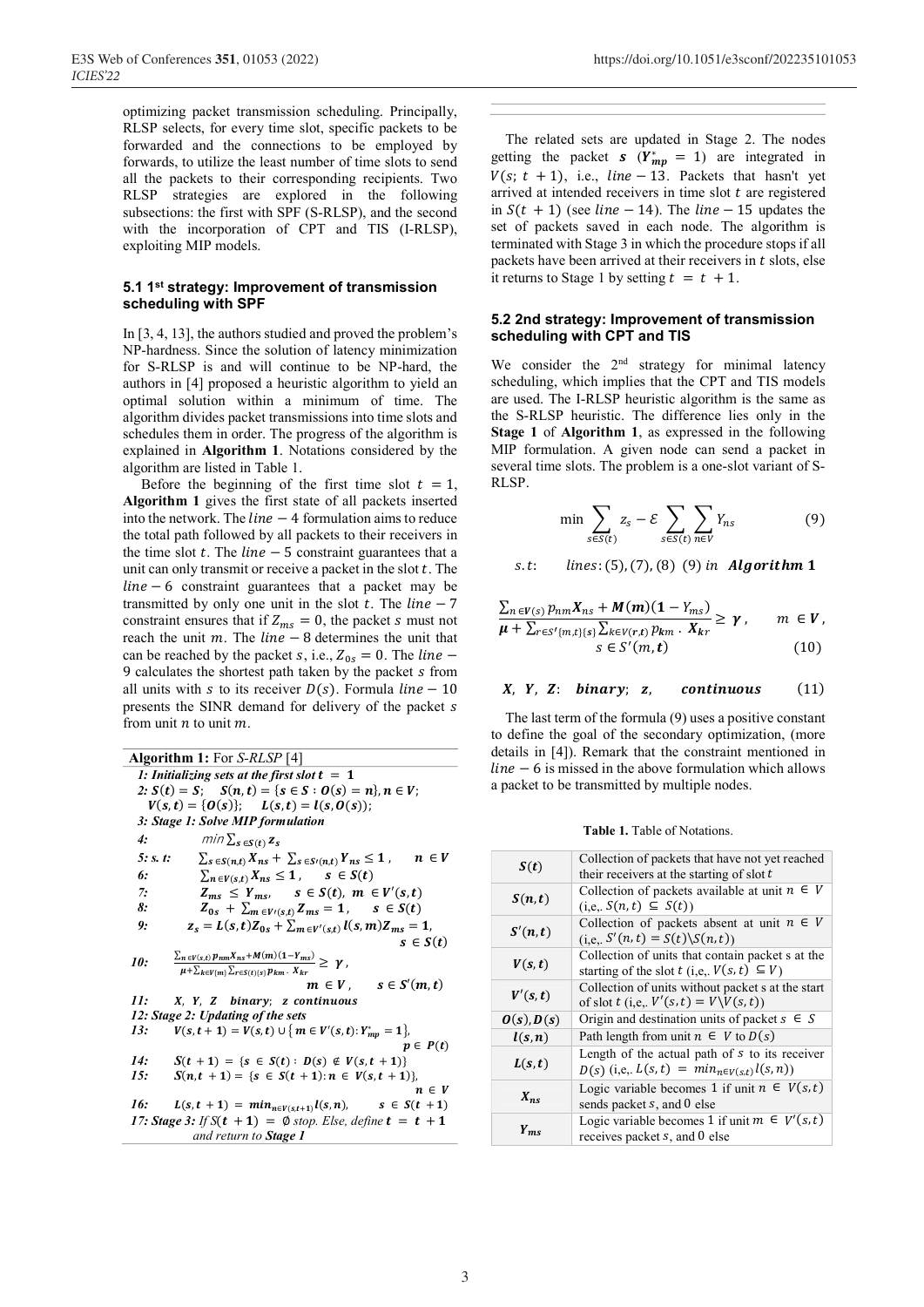optimizing packet transmission scheduling. Principally, RLSP selects, for every time slot, specific packets to be forwarded and the connections to be employed by forwards, to utilize the least number of time slots to send all the packets to their corresponding recipients. Two RLSP strategies are explored in the following subsections: the first with SPF (S-RLSP), and the second with the incorporation of CPT and TIS (I-RLSP), exploiting MIP models.

### 5.1 1st strategy: Improvement of transmission scheduling with SPF

In [3, 4, 13], the authors studied and proved the problem's NP-hardness. Since the solution of latency minimization for S-RLSP is and will continue to be NP-hard, the authors in [4] proposed a heuristic algorithm to yield an optimal solution within a minimum of time. The algorithm divides packet transmissions into time slots and schedules them in order. The progress of the algorithm is explained in **Algorithm 1**. Notations considered by the algorithm are listed in Table 1.

Before the beginning of the first time slot $t = 1$, **Algorithm 1** gives the first state of all packets inserted into the network. The $line - 4$ formulation aims to reduce the total path followed by all packets to their receivers in the time slot $t$. The $line - 5$ constraint guarantees that a unit can only transmit or receive a packet in the slot $t$. The $line - 6$ constraint guarantees that a packet may be transmitted by only one unit in the slot $t$. The $line - 7$ constraint ensures that if $Z_{ms} = 0$, the packet $s$ must not reach the unit $m$. The $line - 8$ determines the unit that can be reached by the packet $s$, i.e., $Z_{0s} = 0$. The $line - 9$ calculates the shortest path taken by the packet $s$ from all units with $s$ to its receiver $D(s)$. Formula $line - 10$ presents the SINR demand for delivery of the packet $s$ from unit $n$ to unit $m$.

**Algorithm 1:** For *S-RLSP* [4]

*1: Initializing sets at the first slot* $\boldsymbol{t = 1}$

*2:* $\boldsymbol{S(t) = S}$; $\boldsymbol{S(n,t) = \{s \in S : O(s) = n\}, n \in V}$;
$\boldsymbol{V(s,t) = \{O(s)\}}$; $\boldsymbol{L(s,t) = l(s,O(s))}$;

*3: Stage 1: Solve MIP formulation*

*4:* $\min \sum_{s \in S(t)} \boldsymbol{z_s}$

*5: s. t:* $\sum_{s \in S(n,t)} \boldsymbol{X_{ns}} + \sum_{s \in S'(n,t)} \boldsymbol{Y_{ns}} \leq \boldsymbol{1}, \quad \boldsymbol{n \in V}$

*6:* $\sum_{n \in V(s,t)} \boldsymbol{X_{ns}} \leq \boldsymbol{1}, \quad \boldsymbol{s \in S(t)}$

*7:* $\boldsymbol{Z_{ms} \leq Y_{ms}}, \quad \boldsymbol{s \in S(t),\ m \in V'(s,t)}$

*8:* $\boldsymbol{Z_{0s}} + \sum_{m \in V'(s,t)} \boldsymbol{Z_{ms} = 1}, \quad \boldsymbol{s \in S(t)}$

*9:* $\boldsymbol{z_s = L(s,t)Z_{0s}} + \sum_{m \in V'(s,t)} \boldsymbol{l(s,m)Z_{ms} = 1}, \quad \boldsymbol{s \in S(t)}$

*10:* $\dfrac{\sum_{n \in V(s,t)} \boldsymbol{p_{nm}X_{ns} + M(m)(1 - Y_{ms})}}{\boldsymbol{\mu} + \sum_{k \in V\{m\}} \sum_{r \in S(t)\{s\}} \boldsymbol{p_{km} \cdot X_{kr}}} \geq \boldsymbol{\gamma}, \quad \boldsymbol{m \in V}, \quad \boldsymbol{s \in S'(m,t)}$

*11:* $\boldsymbol{X,\ Y,\ Z}$ ***binary***; $\boldsymbol{z}$ ***continuous***

*12: Stage 2: Updating of the sets*

*13:* $\boldsymbol{V(s,t+1) = V(s,t) \cup \{m \in V'(s,t) : Y^*_{mp} = 1\}}, \quad \boldsymbol{p \in P(t)}$

*14:* $\boldsymbol{S(t+1) = \{s \in S(t) : D(s) \notin V(s,t+1)\}}$

*15:* $\boldsymbol{S(n,t+1) = \{s \in S(t+1) : n \in V(s,t+1)\}}, \quad \boldsymbol{n \in V}$

*16:* $\boldsymbol{L(s,t+1) = \min_{n \in V(s,t+1)} l(s,n)}, \quad \boldsymbol{s \in S(t+1)}$

*17: Stage 3: If* $\boldsymbol{S(t+1) = \emptyset}$ *stop. Else, define* $\boldsymbol{t = t + 1}$ *and return to* ***Stage 1***

The related sets are updated in Stage 2. The nodes getting the packet $\boldsymbol{s}$ ($\boldsymbol{Y^*_{mp}} = 1$) are integrated in $V(s; t+1)$, i.e., $line - 13$. Packets that hasn't yet arrived at intended receivers in time slot $t$ are registered in $S(t+1)$ (see $line - 14$). The $line - 15$ updates the set of packets saved in each node. The algorithm is terminated with Stage 3 in which the procedure stops if all packets have been arrived at their receivers in $t$ slots, else it returns to Stage 1 by setting $t = t + 1$.

### 5.2 2nd strategy: Improvement of transmission scheduling with CPT and TIS

We consider the 2nd strategy for minimal latency scheduling, which implies that the CPT and TIS models are used. The I-RLSP heuristic algorithm is the same as the S-RLSP heuristic. The difference lies only in the **Stage 1** of **Algorithm 1**, as expressed in the following MIP formulation. A given node can send a packet in several time slots. The problem is a one-slot variant of S-RLSP.

$$\min \sum_{s \in S(t)} z_s - \mathcal{E} \sum_{s \in S(t)} \sum_{n \in V} Y_{ns} \tag{9}$$

$s.t$: $\quad lines: (5), (7), (8)\ (9)\ in\ \boldsymbol{Algorithm\ 1}$

$$\frac{\sum_{n \in V(s)} p_{nm}\boldsymbol{X_{ns}} + \boldsymbol{M(m)(1 - Y_{ms})}}{\boldsymbol{\mu} + \sum_{r \in S'\{m,t\}\{s\}} \sum_{k \in V(r,t)} p_{km} \cdot \boldsymbol{X_{kr}}} \geq \boldsymbol{\gamma}, \quad \boldsymbol{m \in V}, \quad \boldsymbol{s \in S'(m,t)} \tag{10}$$

$$\boldsymbol{X,\ Y,\ Z}\text{: } \textbf{\textit{binary}};\ \boldsymbol{z},\quad \textbf{\textit{continuous}} \tag{11}$$

The last term of the formula (9) uses a positive constant to define the goal of the secondary optimization, (more details in [4]). Remark that the constraint mentioned in $line - 6$ is missed in the above formulation which allows a packet to be transmitted by multiple nodes.

**Table 1.** Table of Notations.

| | |
|---|---|
| $\boldsymbol{S(t)}$ | Collection of packets that have not yet reached their receivers at the starting of slot $t$ |
| $\boldsymbol{S(n,t)}$ | Collection of packets available at unit $n \in V$ (i,e,. $S(n,t) \subseteq S(t)$) |
| $\boldsymbol{S'(n,t)}$ | Collection of packets absent at unit $n \in V$ (i,e,. $S'(n,t) = S(t) \backslash S(n,t)$) |
| $\boldsymbol{V(s,t)}$ | Collection of units that contain packet s at the starting of the slot $t$ (i,e,. $V(s,t) \subseteq V$) |
| $\boldsymbol{V'(s,t)}$ | Collection of units without packet s at the start of slot $t$ (i,e,. $V'(s,t) = V \backslash V(s,t)$) |
| $\boldsymbol{O(s), D(s)}$ | Origin and destination units of packet $s \in S$ |
| $\boldsymbol{l(s,n)}$ | Path length from unit $n \in V$ to $D(s)$ |
| $\boldsymbol{L(s,t)}$ | Length of the actual path of $s$ to its receiver $D(s)$ (i,e,. $L(s,t) = min_{n \in V(s,t)} l(s,n)$) |
| $\boldsymbol{X_{ns}}$ | Logic variable becomes 1 if unit $n \in V(s,t)$ sends packet $s$, and 0 else |
| $\boldsymbol{Y_{ms}}$ | Logic variable becomes 1 if unit $m \in V'(s,t)$ receives packet $s$, and 0 else |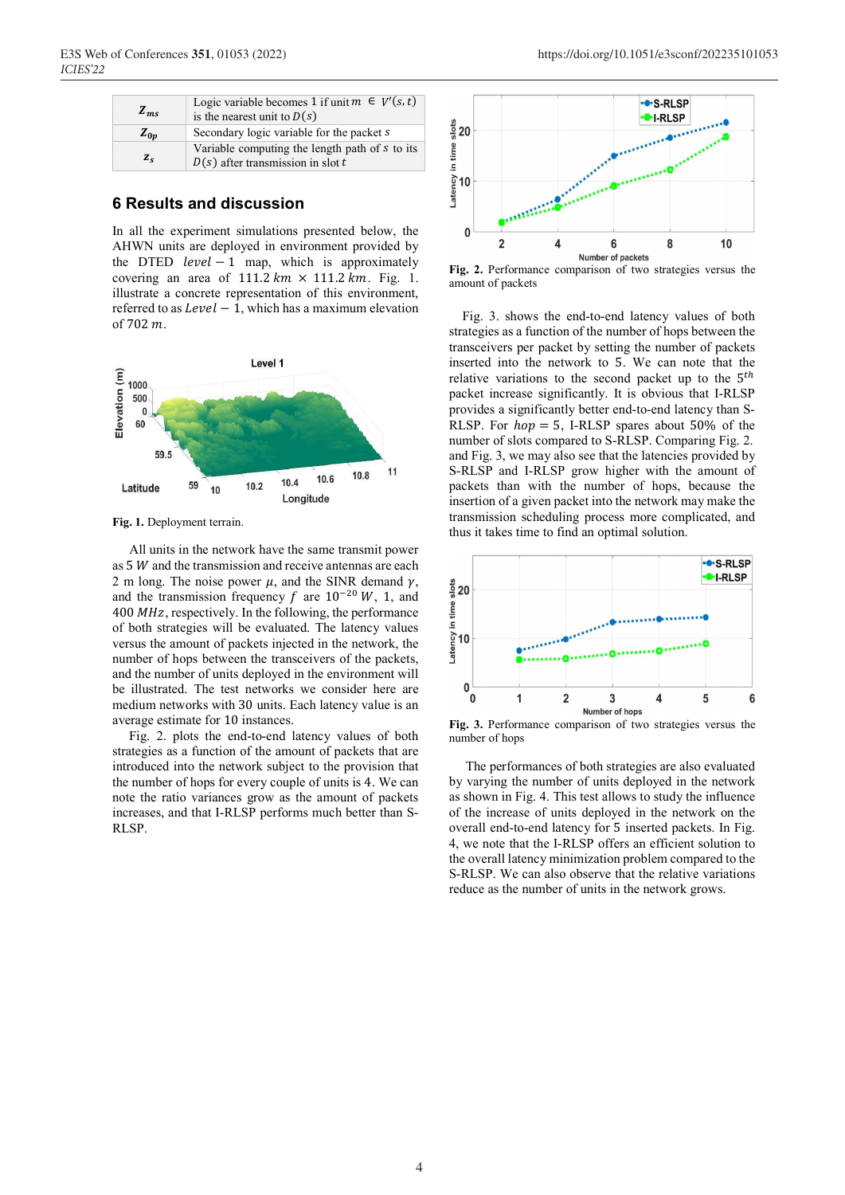| | |
|---|---|
| $Z_{ms}$ | Logic variable becomes 1 if unit $m \in V'(s,t)$ is the nearest unit to $D(s)$ |
| $Z_{0p}$ | Secondary logic variable for the packet $s$ |
| $z_s$ | Variable computing the length path of $s$ to its $D(s)$ after transmission in slot $t$ |

## 6 Results and discussion

In all the experiment simulations presented below, the AHWN units are deployed in environment provided by the DTED $level - 1$ map, which is approximately covering an area of $111.2\ km \times 111.2\ km$. Fig. 1. illustrate a concrete representation of this environment, referred to as $Level - 1$, which has a maximum elevation of $702\ m$.

**Fig. 1.** Deployment terrain.

All units in the network have the same transmit power as $5\ W$ and the transmission and receive antennas are each 2 m long. The noise power $\mu$, and the SINR demand $\gamma$, and the transmission frequency $f$ are $10^{-20}\ W$, 1, and $400\ MHz$, respectively. In the following, the performance of both strategies will be evaluated. The latency values versus the amount of packets injected in the network, the number of hops between the transceivers of the packets, and the number of units deployed in the environment will be illustrated. The test networks we consider here are medium networks with 30 units. Each latency value is an average estimate for 10 instances.

Fig. 2. plots the end-to-end latency values of both strategies as a function of the amount of packets that are introduced into the network subject to the provision that the number of hops for every couple of units is 4. We can note the ratio variances grow as the amount of packets increases, and that I-RLSP performs much better than S-RLSP.

**Fig. 2.** Performance comparison of two strategies versus the amount of packets

Fig. 3. shows the end-to-end latency values of both strategies as a function of the number of hops between the transceivers per packet by setting the number of packets inserted into the network to 5. We can note that the relative variations to the second packet up to the $5^{th}$ packet increase significantly. It is obvious that I-RLSP provides a significantly better end-to-end latency than S-RLSP. For $hop = 5$, I-RLSP spares about 50% of the number of slots compared to S-RLSP. Comparing Fig. 2. and Fig. 3, we may also see that the latencies provided by S-RLSP and I-RLSP grow higher with the amount of packets than with the number of hops, because the insertion of a given packet into the network may make the transmission scheduling process more complicated, and thus it takes time to find an optimal solution.

**Fig. 3.** Performance comparison of two strategies versus the number of hops

The performances of both strategies are also evaluated by varying the number of units deployed in the network as shown in Fig. 4. This test allows to study the influence of the increase of units deployed in the network on the overall end-to-end latency for 5 inserted packets. In Fig. 4, we note that the I-RLSP offers an efficient solution to the overall latency minimization problem compared to the S-RLSP. We can also observe that the relative variations reduce as the number of units in the network grows.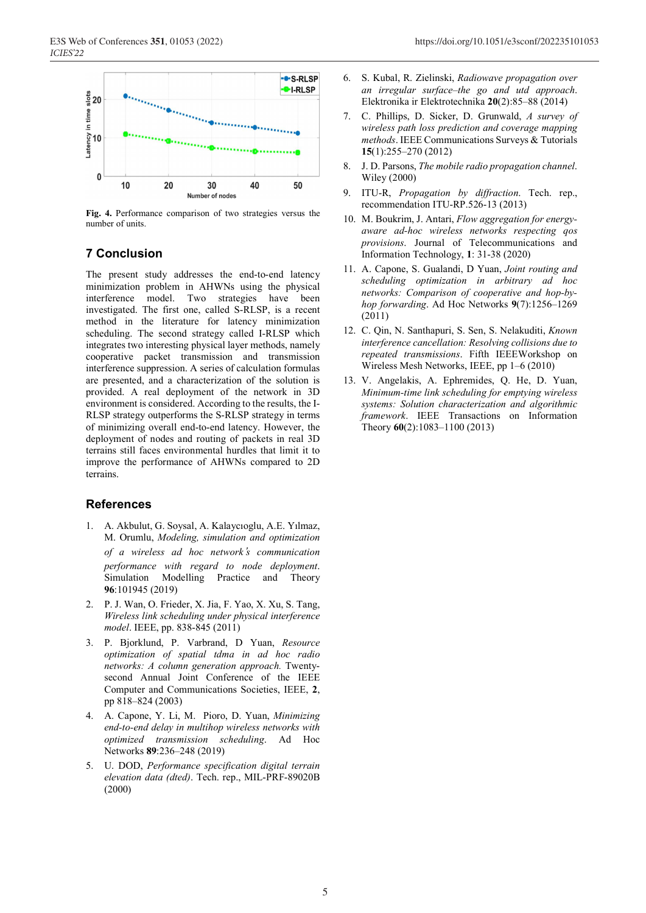S-RLSP
I-RLSP
Latency in time slots
20
10
0
10
20
30
40
50
Number of nodes

**Fig. 4.** Performance comparison of two strategies versus the number of units.

## 7 Conclusion

The present study addresses the end-to-end latency minimization problem in AHWNs using the physical interference model. Two strategies have been investigated. The first one, called S-RLSP, is a recent method in the literature for latency minimization scheduling. The second strategy called I-RLSP which integrates two interesting physical layer methods, namely cooperative packet transmission and transmission interference suppression. A series of calculation formulas are presented, and a characterization of the solution is provided. A real deployment of the network in 3D environment is considered. According to the results, the I-RLSP strategy outperforms the S-RLSP strategy in terms of minimizing overall end-to-end latency. However, the deployment of nodes and routing of packets in real 3D terrains still faces environmental hurdles that limit it to improve the performance of AHWNs compared to 2D terrains.

## References

1. A. Akbulut, G. Soysal, A. Kalaycıoglu, A.E. Yılmaz, M. Orumlu, *Modeling, simulation and optimization of a wireless ad hoc network's communication performance with regard to node deployment*. Simulation Modelling Practice and Theory **96**:101945 (2019)
2. P. J. Wan, O. Frieder, X. Jia, F. Yao, X. Xu, S. Tang, *Wireless link scheduling under physical interference model*. IEEE, pp. 838-845 (2011)
3. P. Bjorklund, P. Varbrand, D Yuan, *Resource optimization of spatial tdma in ad hoc radio networks: A column generation approach.* Twenty-second Annual Joint Conference of the IEEE Computer and Communications Societies, IEEE, **2**, pp 818–824 (2003)
4. A. Capone, Y. Li, M. Pioro, D. Yuan, *Minimizing end-to-end delay in multihop wireless networks with optimized transmission scheduling*. Ad Hoc Networks **89**:236–248 (2019)
5. U. DOD, *Performance specification digital terrain elevation data (dted)*. Tech. rep., MIL-PRF-89020B (2000)
6. S. Kubal, R. Zielinski, *Radiowave propagation over an irregular surface–the go and utd approach*. Elektronika ir Elektrotechnika **20**(2):85–88 (2014)
7. C. Phillips, D. Sicker, D. Grunwald, *A survey of wireless path loss prediction and coverage mapping methods*. IEEE Communications Surveys & Tutorials **15**(1):255–270 (2012)
8. J. D. Parsons, *The mobile radio propagation channel*. Wiley (2000)
9. ITU-R, *Propagation by diffraction*. Tech. rep., recommendation ITU-RP.526-13 (2013)
10. M. Boukrim, J. Antari, *Flow aggregation for energy-aware ad-hoc wireless networks respecting qos provisions*. Journal of Telecommunications and Information Technology, **1**: 31-38 (2020)
11. A. Capone, S. Gualandi, D Yuan, *Joint routing and scheduling optimization in arbitrary ad hoc networks: Comparison of cooperative and hop-by-hop forwarding*. Ad Hoc Networks **9**(7):1256–1269 (2011)
12. C. Qin, N. Santhapuri, S. Sen, S. Nelakuditi, *Known interference cancellation: Resolving collisions due to repeated transmissions*. Fifth IEEEWorkshop on Wireless Mesh Networks, IEEE, pp 1–6 (2010)
13. V. Angelakis, A. Ephremides, Q. He, D. Yuan, *Minimum-time link scheduling for emptying wireless systems: Solution characterization and algorithmic framework*. IEEE Transactions on Information Theory **60**(2):1083–1100 (2013)